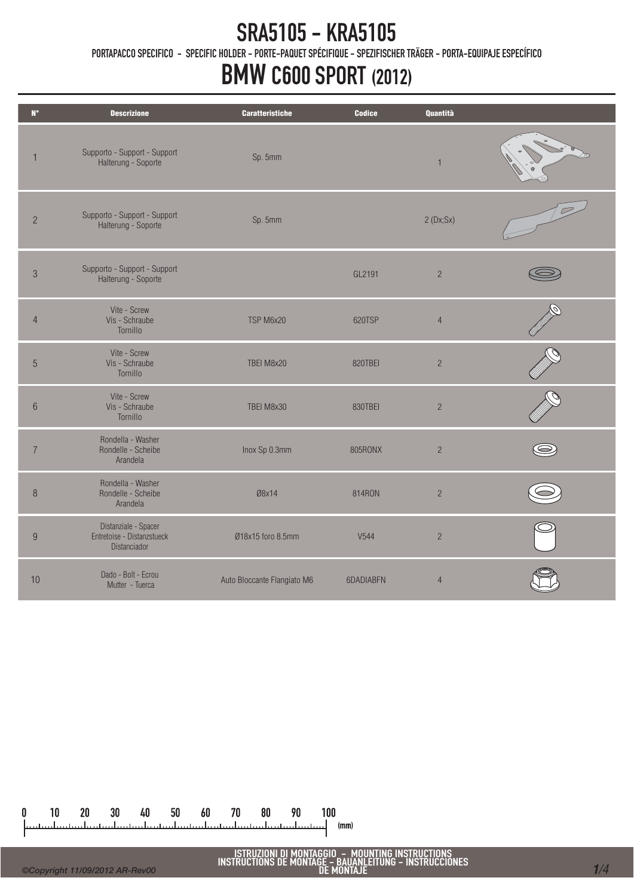# SRA5105 - KRA5105

PORTAPACCO SPECIFICO - SPECIFIC HOLDER - PORTE-PAQUET SPÉCIFIQUE - SPEZIFISCHER TRÄGER - PORTA-EQUIPAJE ESPECÍFICO

# BMW C600 SPORT (2012)

| N° | Descrizione | Caratteristiche | Codice | Quantità |
|---|---|---|---|---|
| 1 | Supporto - Support - Support Halterung - Soporte | Sp. 5mm | | 1 |
| 2 | Supporto - Support - Support Halterung - Soporte | Sp. 5mm | | 2 (Dx;Sx) |
| 3 | Supporto - Support - Support Halterung - Soporte | | GL2191 | 2 |
| 4 | Vite - Screw Vis - Schraube Tornillo | TSP M6x20 | 620TSP | 4 |
| 5 | Vite - Screw Vis - Schraube Tornillo | TBEI M8x20 | 820TBEI | 2 |
| 6 | Vite - Screw Vis - Schraube Tornillo | TBEI M8x30 | 830TBEI | 2 |
| 7 | Rondella - Washer Rondelle - Scheibe Arandela | Inox Sp 0.3mm | 805RONX | 2 |
| 8 | Rondella - Washer Rondelle - Scheibe Arandela | Ø8x14 | 814RON | 2 |
| 9 | Distanziale - Spacer Entretoise - Distanzstueck Distanciador | Ø18x15 foro 8.5mm | V544 | 2 |
| 10 | Dado - Bolt - Ecrou Mutter - Tuerca | Auto Bloccante Flangiato M6 | 6DADIABFN | 4 |

0 10 20 30 40 50 60 70 80 90 100 (mm)

ISTRUZIONI DI MONTAGGIO - MOUNTING INSTRUCTIONS
INSTRUCTIONS DE MONTAGE - BAUANLEITUNG - INSTRUCCIONES DE MONTAJE

©Copyright 11/09/2012 AR-Rev00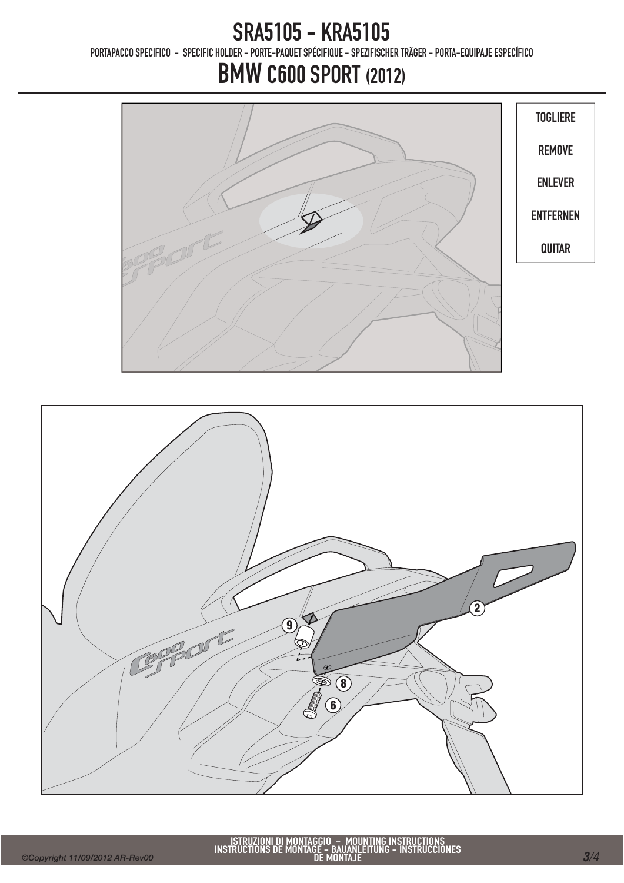# SRA5105 - KRA5105

PORTAPACCO SPECIFICO - SPECIFIC HOLDER - PORTE-PAQUET SPÉCIFIQUE - SPEZIFISCHER TRÄGER - PORTA-EQUIPAJE ESPECÍFICO

# BMW C600 SPORT (2012)

TOGLIERE

REMOVE

ENLEVER

ENTFERNEN

QUITAR

2

9

8

6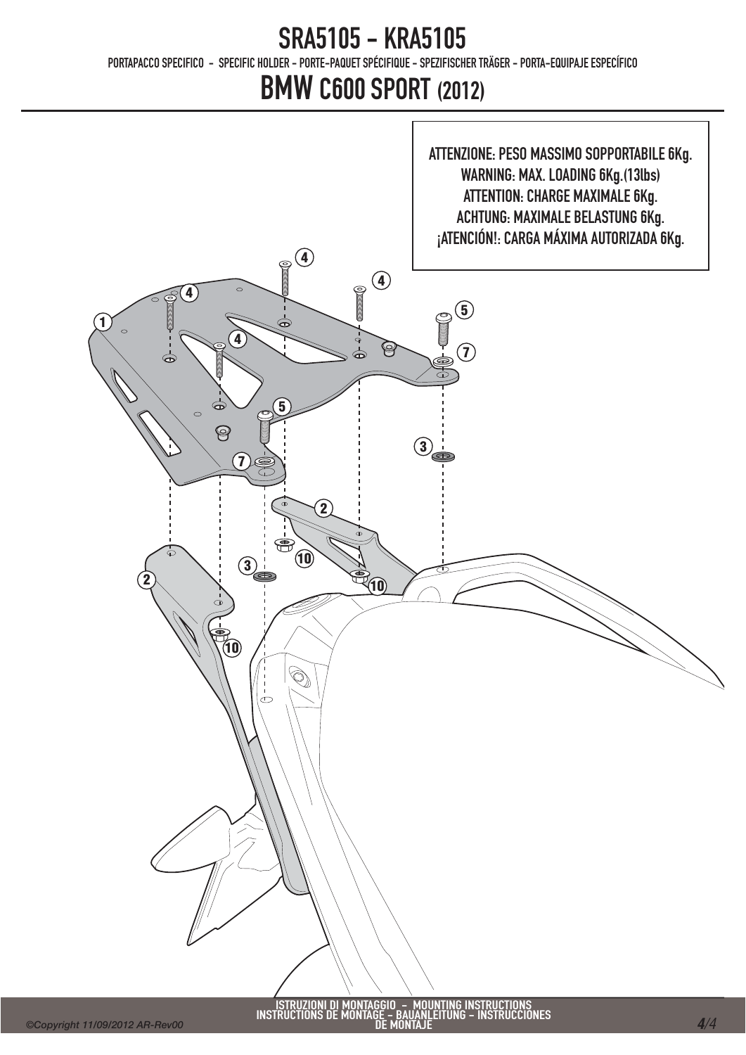# SRA5105 - KRA5105

PORTAPACCO SPECIFICO - SPECIFIC HOLDER - PORTE-PAQUET SPÉCIFIQUE - SPEZIFISCHER TRÄGER - PORTA-EQUIPAJE ESPECÍFICO

# BMW C600 SPORT (2012)

ATTENZIONE: PESO MASSIMO SOPPORTABILE 6Kg.
WARNING: MAX. LOADING 6Kg.(13lbs)
ATTENTION: CHARGE MAXIMALE 6Kg.
ACHTUNG: MAXIMALE BELASTUNG 6Kg.
¡ATENCIÓN!: CARGA MÁXIMA AUTORIZADA 6Kg.

1
2
3
4
5
7
10

ISTRUZIONI DI MONTAGGIO - MOUNTING INSTRUCTIONS
INSTRUCTIONS DE MONTAGE - BAUANLEITUNG - INSTRUCCIONES DE MONTAJE

©Copyright 11/09/2012 AR-Rev00